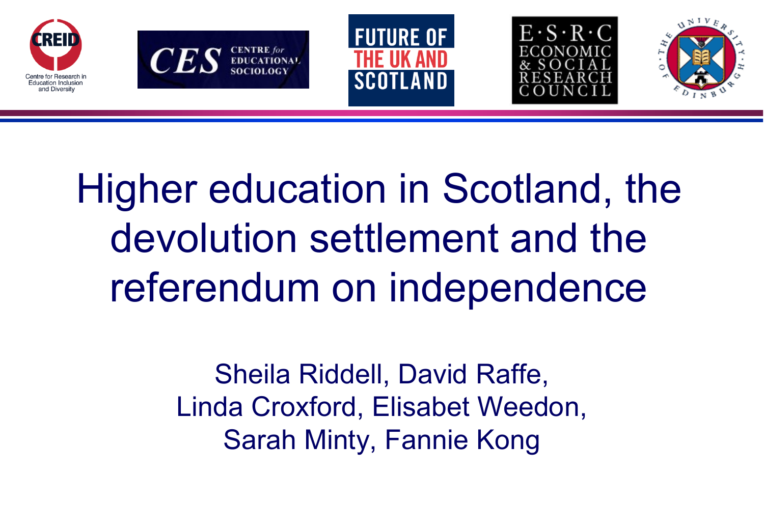# Higher education in Scotland, the devolution settlement and the referendum on independence

Sheila Riddell, David Raffe,
Linda Croxford, Elisabet Weedon,
Sarah Minty, Fannie Kong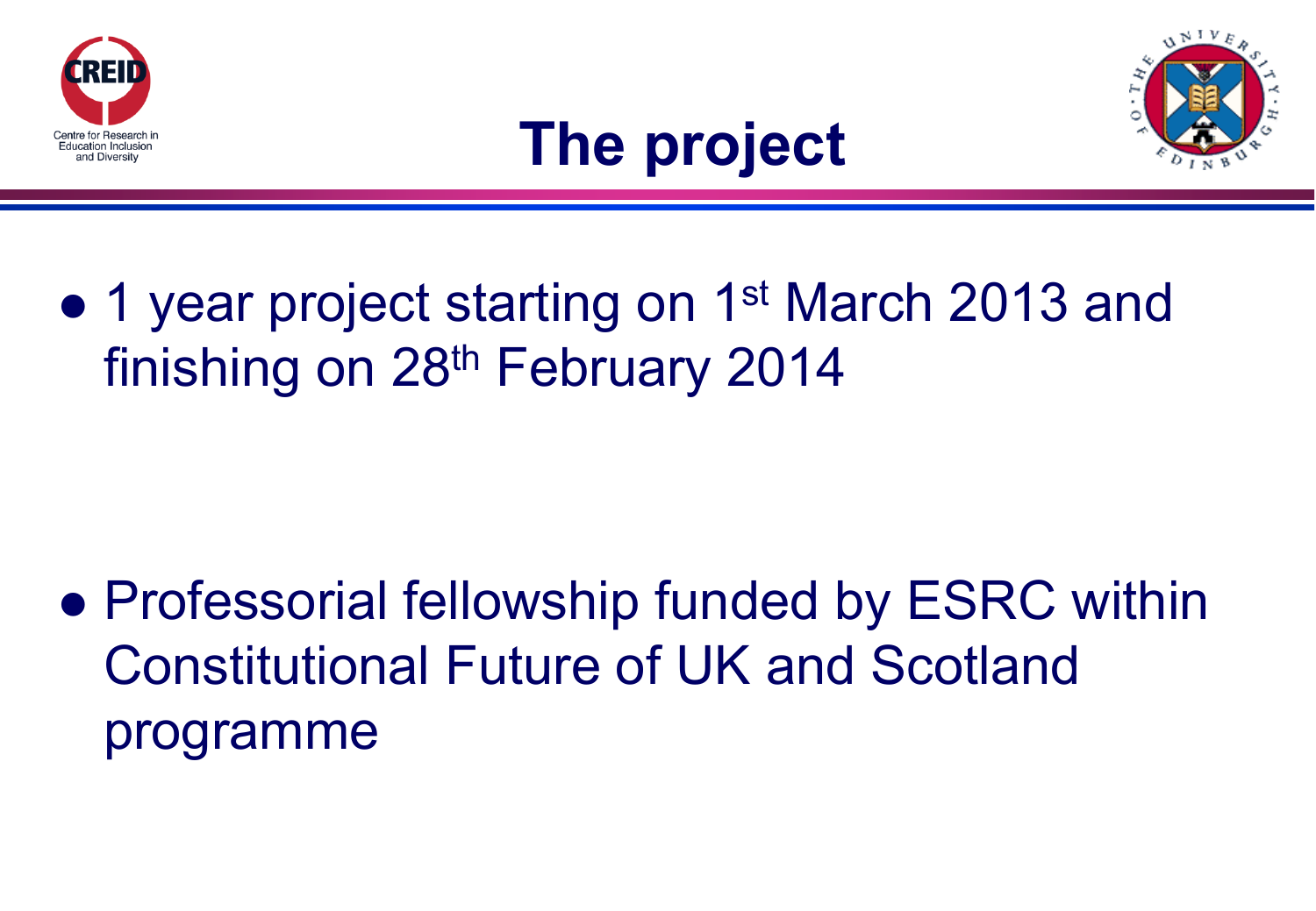# The project

- 1 year project starting on 1st March 2013 and finishing on 28th February 2014

- Professorial fellowship funded by ESRC within Constitutional Future of UK and Scotland programme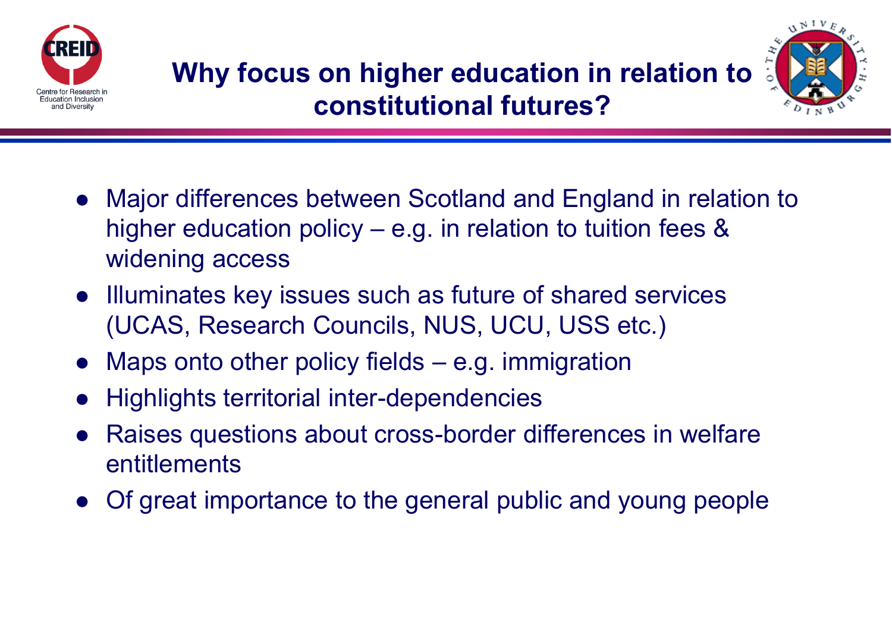# Why focus on higher education in relation to constitutional futures?

- Major differences between Scotland and England in relation to higher education policy – e.g. in relation to tuition fees & widening access
- Illuminates key issues such as future of shared services (UCAS, Research Councils, NUS, UCU, USS etc.)
- Maps onto other policy fields – e.g. immigration
- Highlights territorial inter-dependencies
- Raises questions about cross-border differences in welfare entitlements
- Of great importance to the general public and young people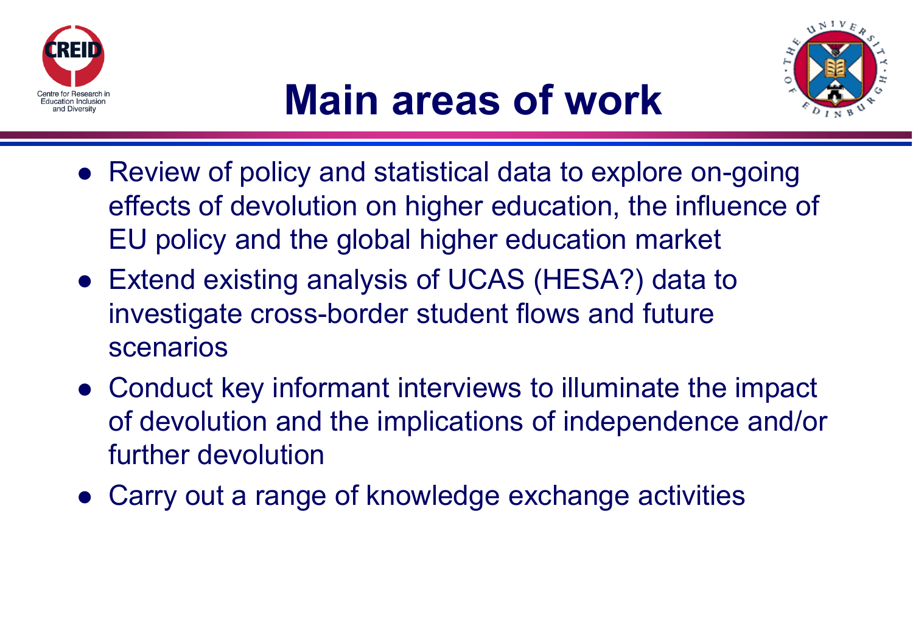# Main areas of work

- Review of policy and statistical data to explore on-going effects of devolution on higher education, the influence of EU policy and the global higher education market
- Extend existing analysis of UCAS (HESA?) data to investigate cross-border student flows and future scenarios
- Conduct key informant interviews to illuminate the impact of devolution and the implications of independence and/or further devolution
- Carry out a range of knowledge exchange activities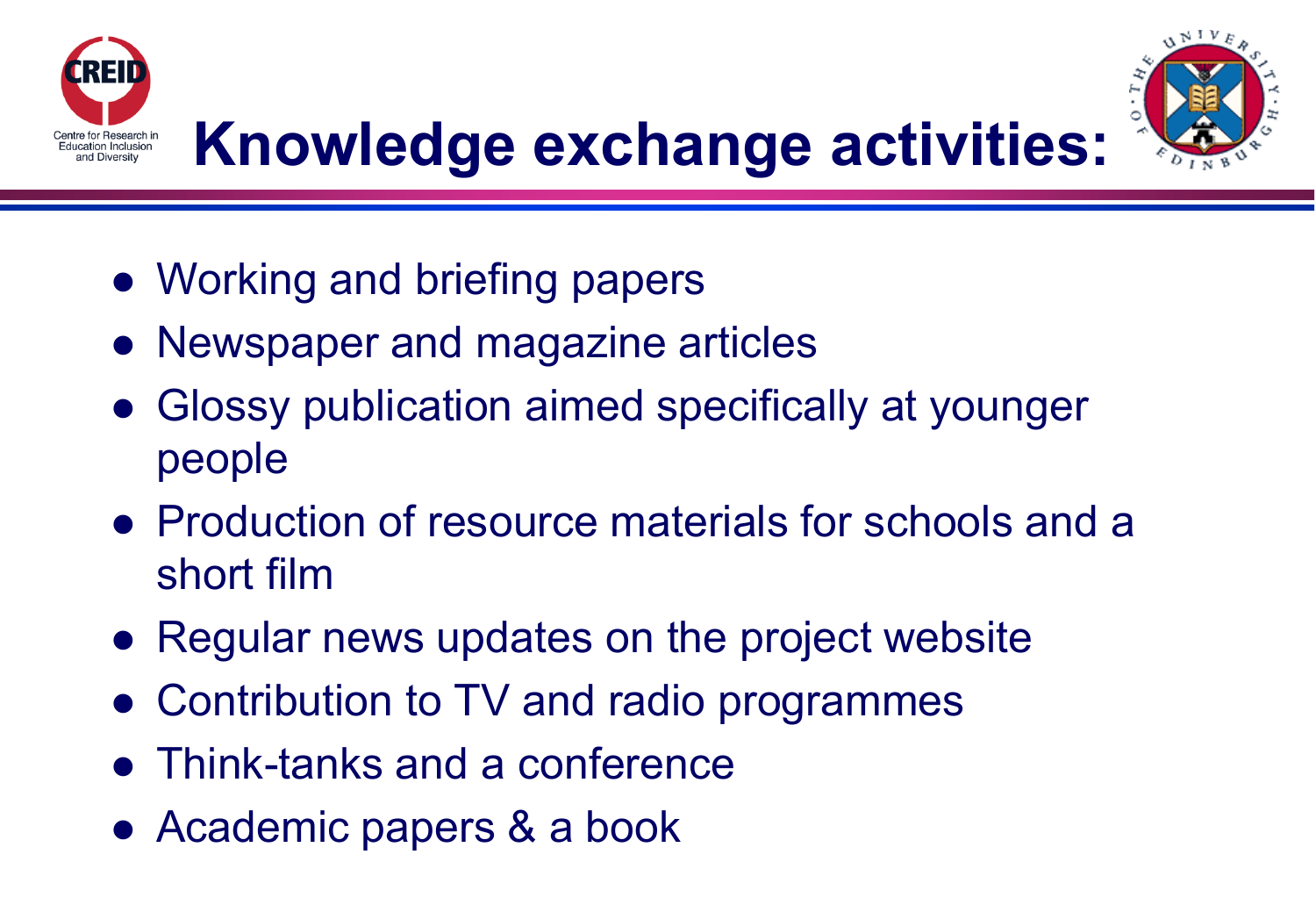# Knowledge exchange activities:

- Working and briefing papers
- Newspaper and magazine articles
- Glossy publication aimed specifically at younger people
- Production of resource materials for schools and a short film
- Regular news updates on the project website
- Contribution to TV and radio programmes
- Think-tanks and a conference
- Academic papers & a book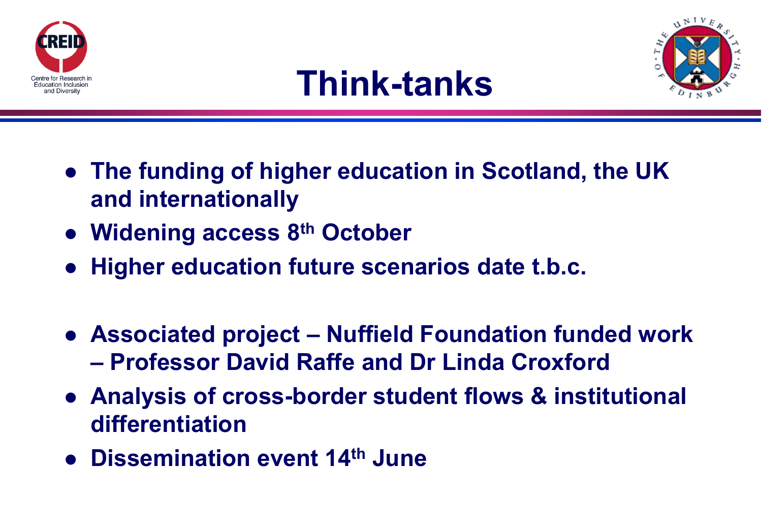# Think-tanks

- The funding of higher education in Scotland, the UK and internationally
- Widening access 8th October
- Higher education future scenarios date t.b.c.

- Associated project – Nuffield Foundation funded work – Professor David Raffe and Dr Linda Croxford
- Analysis of cross-border student flows & institutional differentiation
- Dissemination event 14th June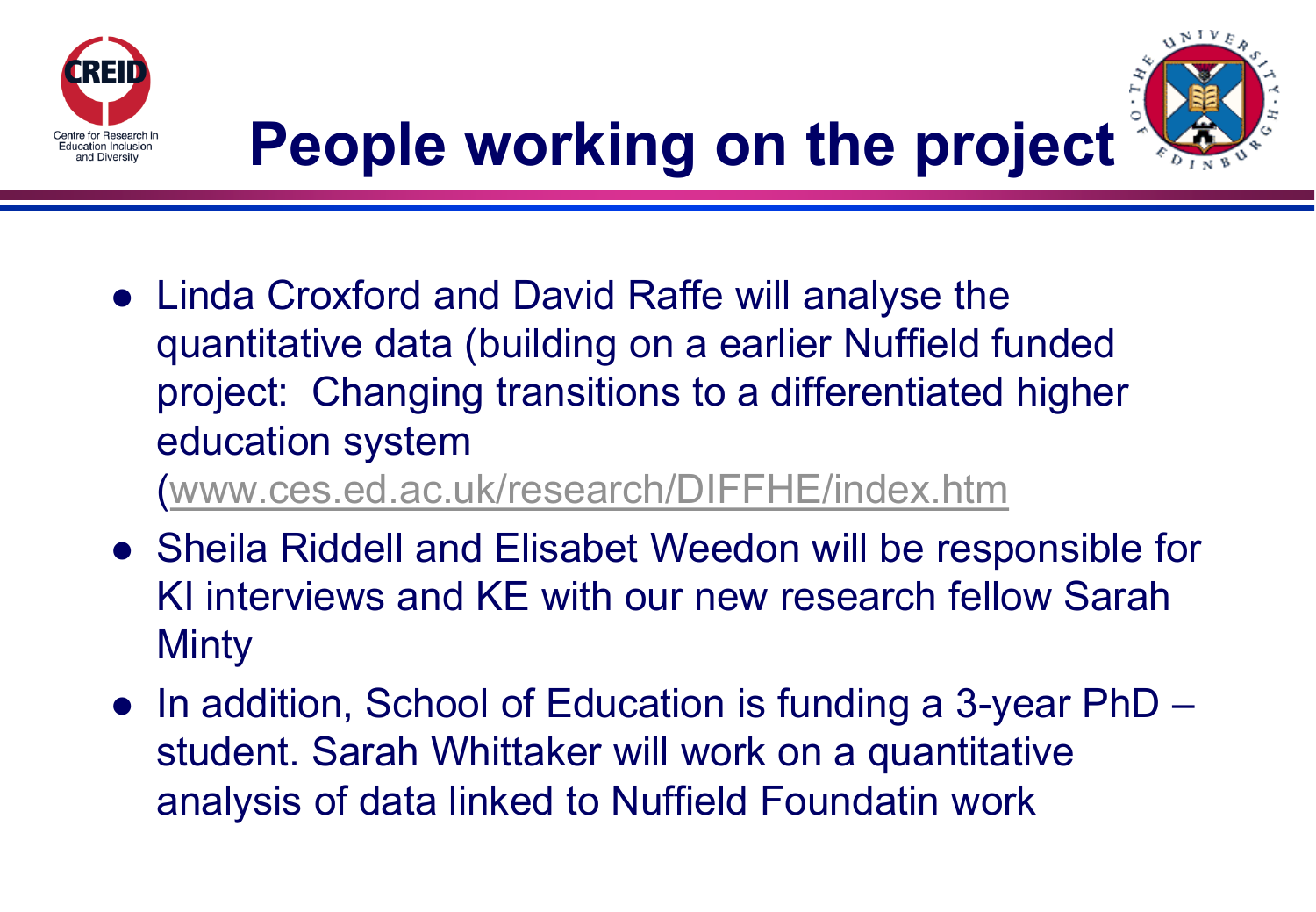# People working on the project

- Linda Croxford and David Raffe will analyse the quantitative data (building on a earlier Nuffield funded project: Changing transitions to a differentiated higher education system (www.ces.ed.ac.uk/research/DIFFHE/index.htm
- Sheila Riddell and Elisabet Weedon will be responsible for KI interviews and KE with our new research fellow Sarah Minty
- In addition, School of Education is funding a 3-year PhD – student. Sarah Whittaker will work on a quantitative analysis of data linked to Nuffield Foundatin work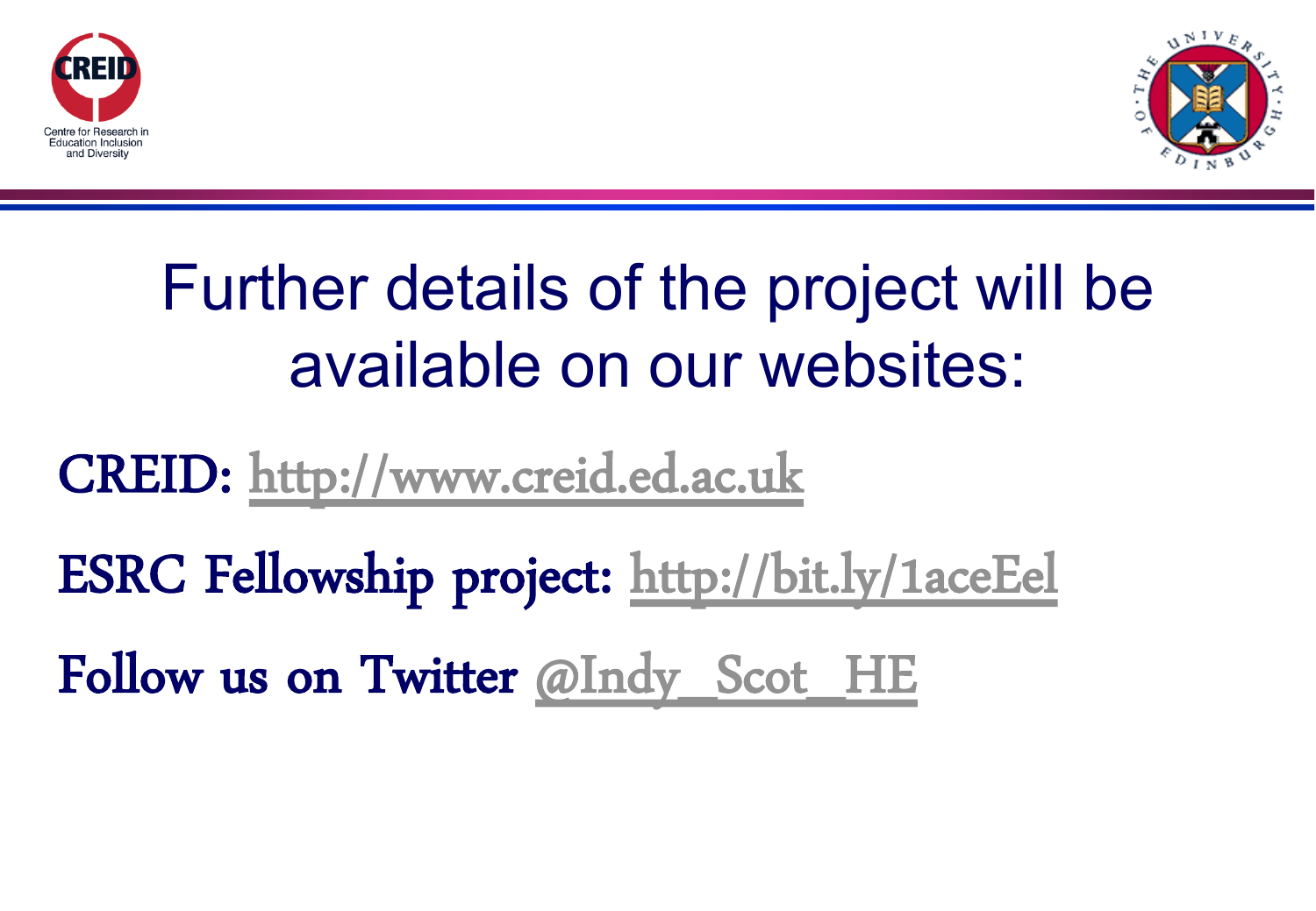# Further details of the project will be available on our websites:

**CREID:** http://www.creid.ed.ac.uk

**ESRC Fellowship project:** http://bit.ly/1aceEel

**Follow us on Twitter** @Indy_Scot_HE